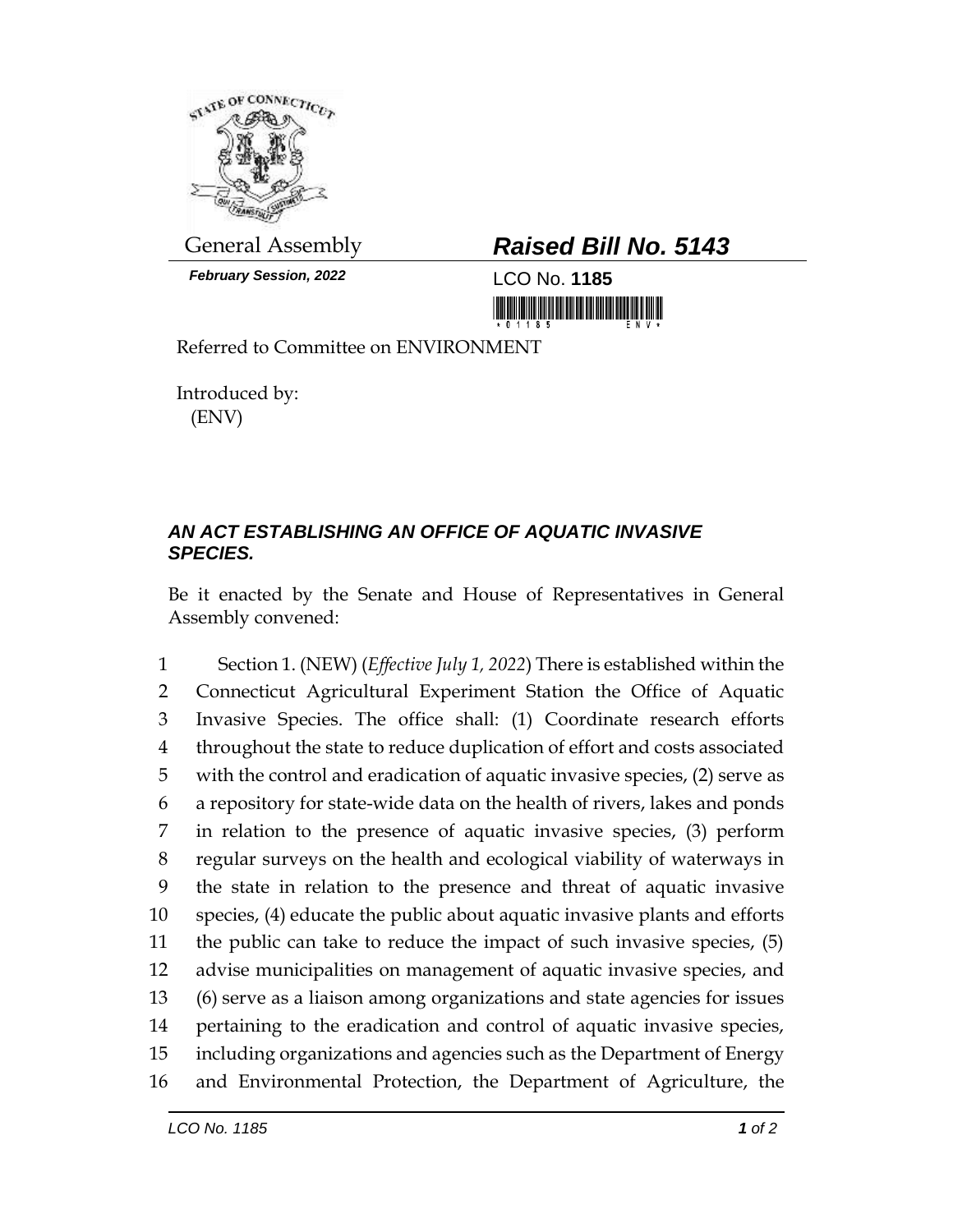General Assembly

***February Session, 2022***

# ***Raised Bill No. 5143***

LCO No. **1185**

Referred to Committee on ENVIRONMENT

Introduced by:
(ENV)

## ***AN ACT ESTABLISHING AN OFFICE OF AQUATIC INVASIVE SPECIES.***

Be it enacted by the Senate and House of Representatives in General Assembly convened:

Section 1. (NEW) (*Effective July 1, 2022*) There is established within the Connecticut Agricultural Experiment Station the Office of Aquatic Invasive Species. The office shall: (1) Coordinate research efforts throughout the state to reduce duplication of effort and costs associated with the control and eradication of aquatic invasive species, (2) serve as a repository for state-wide data on the health of rivers, lakes and ponds in relation to the presence of aquatic invasive species, (3) perform regular surveys on the health and ecological viability of waterways in the state in relation to the presence and threat of aquatic invasive species, (4) educate the public about aquatic invasive plants and efforts the public can take to reduce the impact of such invasive species, (5) advise municipalities on management of aquatic invasive species, and (6) serve as a liaison among organizations and state agencies for issues pertaining to the eradication and control of aquatic invasive species, including organizations and agencies such as the Department of Energy and Environmental Protection, the Department of Agriculture, the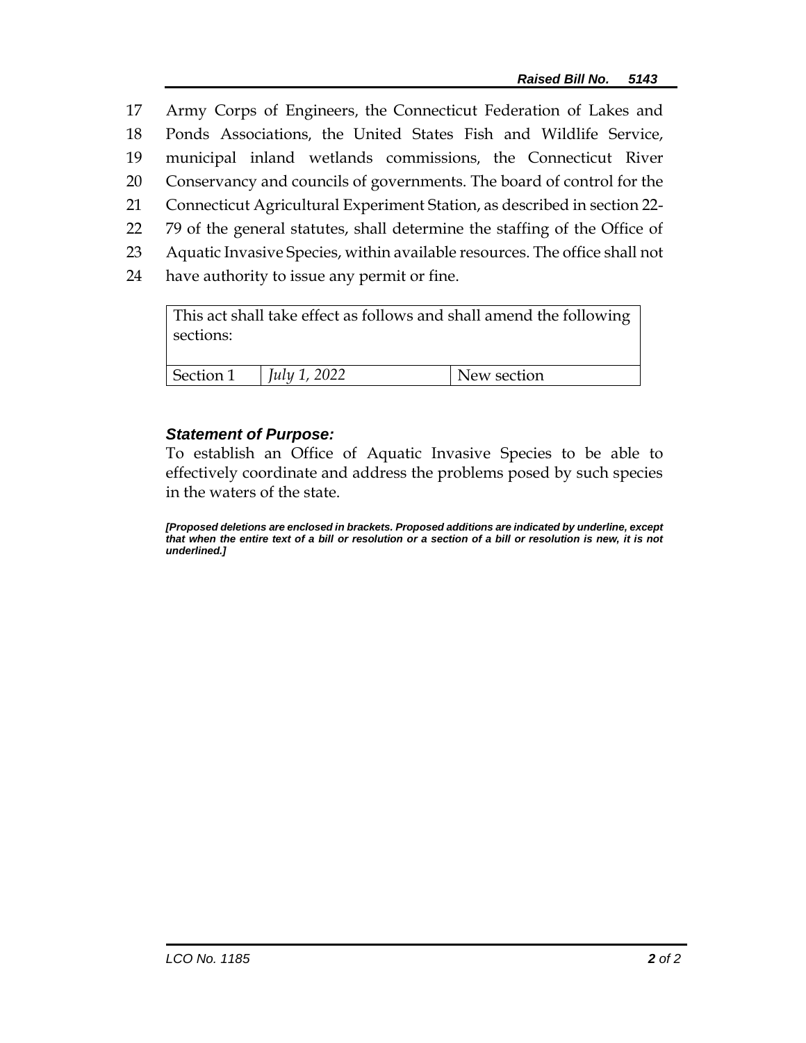17 Army Corps of Engineers, the Connecticut Federation of Lakes and
18 Ponds Associations, the United States Fish and Wildlife Service,
19 municipal inland wetlands commissions, the Connecticut River
20 Conservancy and councils of governments. The board of control for the
21 Connecticut Agricultural Experiment Station, as described in section 22-
22 79 of the general statutes, shall determine the staffing of the Office of
23 Aquatic Invasive Species, within available resources. The office shall not
24 have authority to issue any permit or fine.

| This act shall take effect as follows and shall amend the following sections: | | |
|---|---|---|
| Section 1 | *July 1, 2022* | New section |

### *Statement of Purpose:*

To establish an Office of Aquatic Invasive Species to be able to effectively coordinate and address the problems posed by such species in the waters of the state.

***[Proposed deletions are enclosed in brackets. Proposed additions are indicated by underline, except that when the entire text of a bill or resolution or a section of a bill or resolution is new, it is not underlined.]***